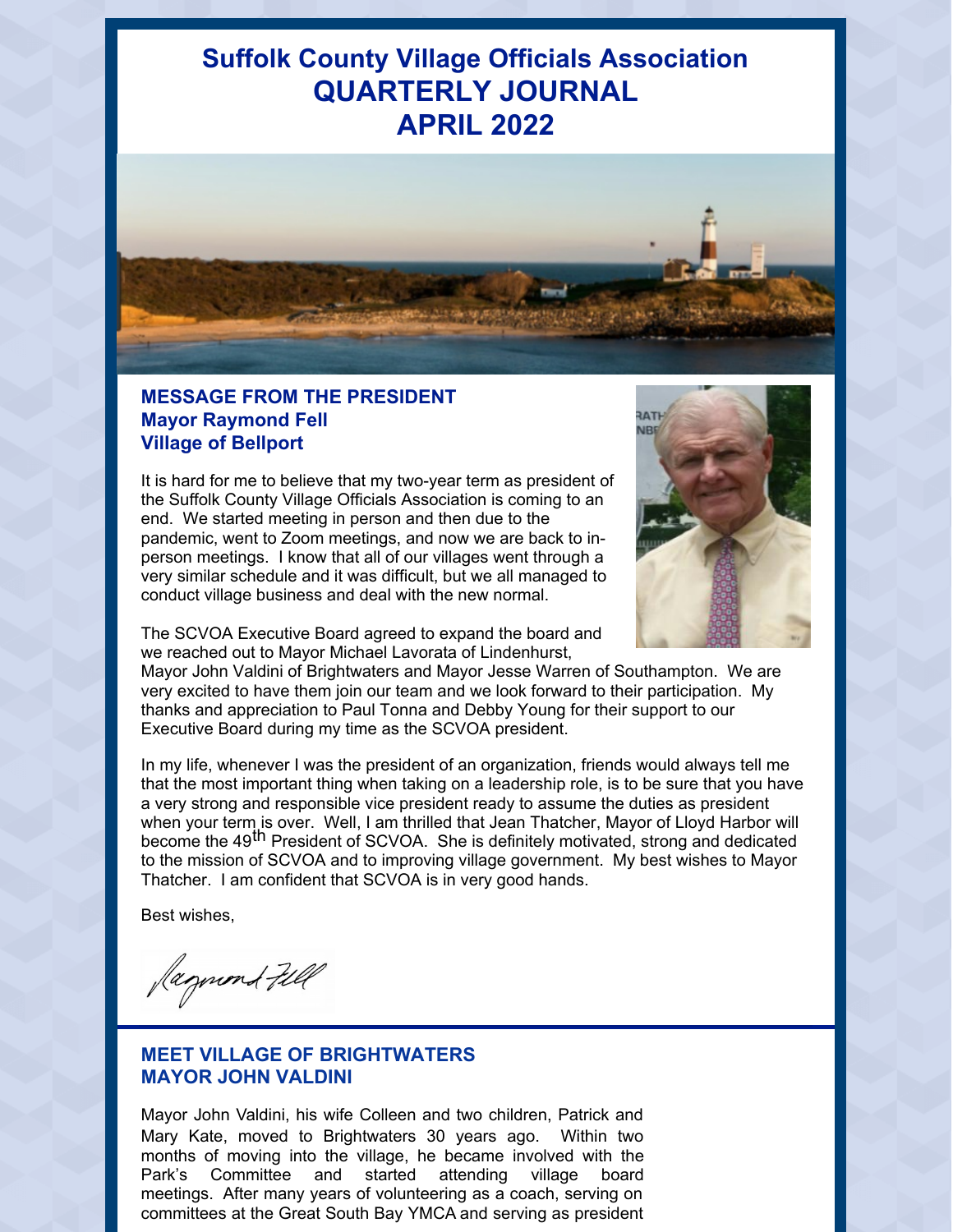# Suffolk County Village Officials Association QUARTERLY JOURNAL APRIL 2022

## MESSAGE FROM THE PRESIDENT
### Mayor Raymond Fell
### Village of Bellport

It is hard for me to believe that my two-year term as president of the Suffolk County Village Officials Association is coming to an end. We started meeting in person and then due to the pandemic, went to Zoom meetings, and now we are back to in-person meetings. I know that all of our villages went through a very similar schedule and it was difficult, but we all managed to conduct village business and deal with the new normal.

The SCVOA Executive Board agreed to expand the board and we reached out to Mayor Michael Lavorata of Lindenhurst, Mayor John Valdini of Brightwaters and Mayor Jesse Warren of Southampton. We are very excited to have them join our team and we look forward to their participation. My thanks and appreciation to Paul Tonna and Debby Young for their support to our Executive Board during my time as the SCVOA president.

In my life, whenever I was the president of an organization, friends would always tell me that the most important thing when taking on a leadership role, is to be sure that you have a very strong and responsible vice president ready to assume the duties as president when your term is over. Well, I am thrilled that Jean Thatcher, Mayor of Lloyd Harbor will become the 49th President of SCVOA. She is definitely motivated, strong and dedicated to the mission of SCVOA and to improving village government. My best wishes to Mayor Thatcher. I am confident that SCVOA is in very good hands.

Best wishes,

Raymond Fell

## MEET VILLAGE OF BRIGHTWATERS MAYOR JOHN VALDINI

Mayor John Valdini, his wife Colleen and two children, Patrick and Mary Kate, moved to Brightwaters 30 years ago. Within two months of moving into the village, he became involved with the Park's Committee and started attending village board meetings. After many years of volunteering as a coach, serving on committees at the Great South Bay YMCA and serving as president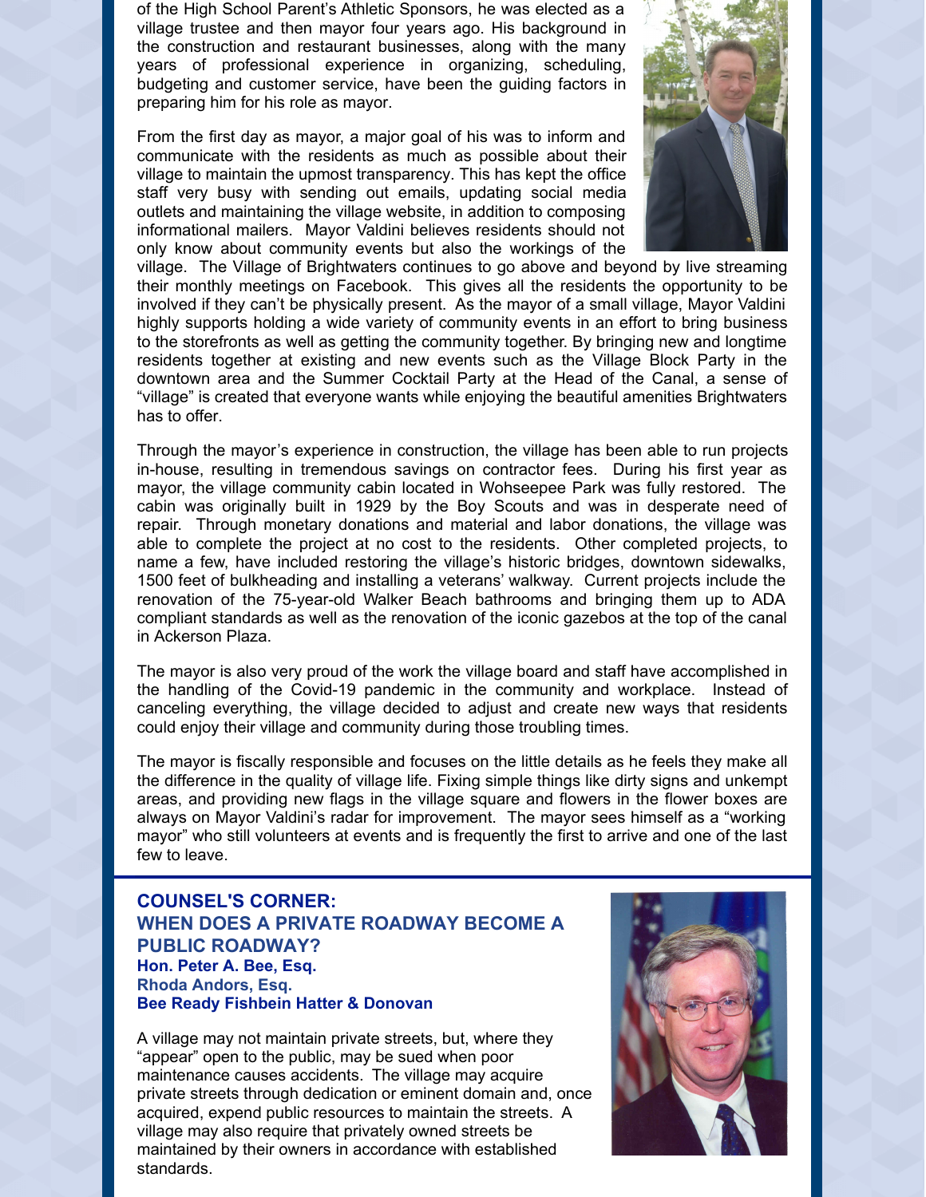of the High School Parent's Athletic Sponsors, he was elected as a village trustee and then mayor four years ago. His background in the construction and restaurant businesses, along with the many years of professional experience in organizing, scheduling, budgeting and customer service, have been the guiding factors in preparing him for his role as mayor.

From the first day as mayor, a major goal of his was to inform and communicate with the residents as much as possible about their village to maintain the upmost transparency. This has kept the office staff very busy with sending out emails, updating social media outlets and maintaining the village website, in addition to composing informational mailers. Mayor Valdini believes residents should not only know about community events but also the workings of the village. The Village of Brightwaters continues to go above and beyond by live streaming their monthly meetings on Facebook. This gives all the residents the opportunity to be involved if they can't be physically present. As the mayor of a small village, Mayor Valdini highly supports holding a wide variety of community events in an effort to bring business to the storefronts as well as getting the community together. By bringing new and longtime residents together at existing and new events such as the Village Block Party in the downtown area and the Summer Cocktail Party at the Head of the Canal, a sense of "village" is created that everyone wants while enjoying the beautiful amenities Brightwaters has to offer.

Through the mayor's experience in construction, the village has been able to run projects in-house, resulting in tremendous savings on contractor fees. During his first year as mayor, the village community cabin located in Wohseepee Park was fully restored. The cabin was originally built in 1929 by the Boy Scouts and was in desperate need of repair. Through monetary donations and material and labor donations, the village was able to complete the project at no cost to the residents. Other completed projects, to name a few, have included restoring the village's historic bridges, downtown sidewalks, 1500 feet of bulkheading and installing a veterans' walkway. Current projects include the renovation of the 75-year-old Walker Beach bathrooms and bringing them up to ADA compliant standards as well as the renovation of the iconic gazebos at the top of the canal in Ackerson Plaza.

The mayor is also very proud of the work the village board and staff have accomplished in the handling of the Covid-19 pandemic in the community and workplace. Instead of canceling everything, the village decided to adjust and create new ways that residents could enjoy their village and community during those troubling times.

The mayor is fiscally responsible and focuses on the little details as he feels they make all the difference in the quality of village life. Fixing simple things like dirty signs and unkempt areas, and providing new flags in the village square and flowers in the flower boxes are always on Mayor Valdini's radar for improvement. The mayor sees himself as a "working mayor" who still volunteers at events and is frequently the first to arrive and one of the last few to leave.

## COUNSEL'S CORNER: WHEN DOES A PRIVATE ROADWAY BECOME A PUBLIC ROADWAY?

**Hon. Peter A. Bee, Esq.**
**Rhoda Andors, Esq.**
**Bee Ready Fishbein Hatter & Donovan**

A village may not maintain private streets, but, where they "appear" open to the public, may be sued when poor maintenance causes accidents. The village may acquire private streets through dedication or eminent domain and, once acquired, expend public resources to maintain the streets. A village may also require that privately owned streets be maintained by their owners in accordance with established standards.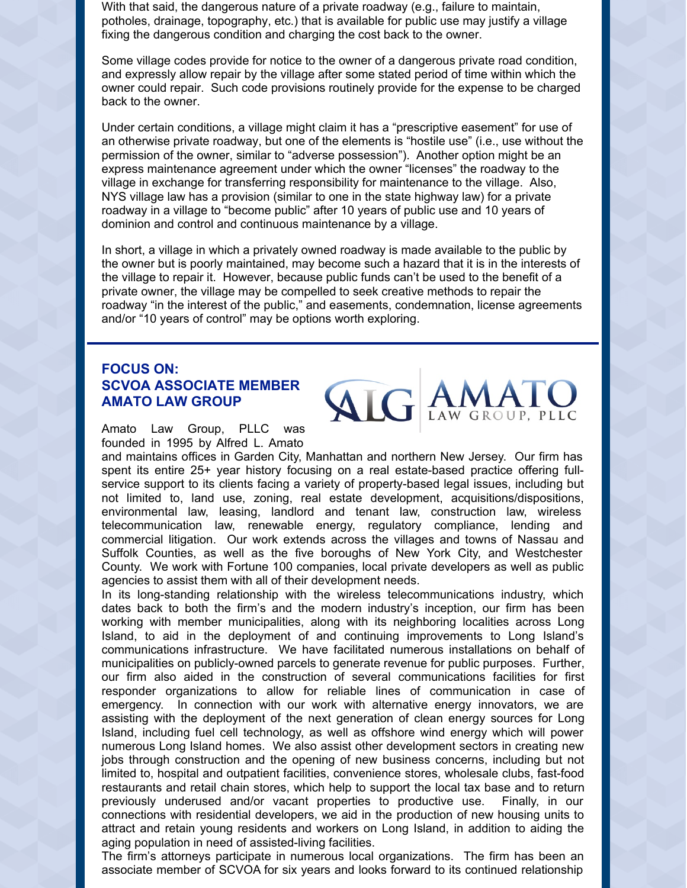With that said, the dangerous nature of a private roadway (e.g., failure to maintain, potholes, drainage, topography, etc.) that is available for public use may justify a village fixing the dangerous condition and charging the cost back to the owner.

Some village codes provide for notice to the owner of a dangerous private road condition, and expressly allow repair by the village after some stated period of time within which the owner could repair. Such code provisions routinely provide for the expense to be charged back to the owner.

Under certain conditions, a village might claim it has a "prescriptive easement" for use of an otherwise private roadway, but one of the elements is "hostile use" (i.e., use without the permission of the owner, similar to "adverse possession"). Another option might be an express maintenance agreement under which the owner "licenses" the roadway to the village in exchange for transferring responsibility for maintenance to the village. Also, NYS village law has a provision (similar to one in the state highway law) for a private roadway in a village to "become public" after 10 years of public use and 10 years of dominion and control and continuous maintenance by a village.

In short, a village in which a privately owned roadway is made available to the public by the owner but is poorly maintained, may become such a hazard that it is in the interests of the village to repair it. However, because public funds can't be used to the benefit of a private owner, the village may be compelled to seek creative methods to repair the roadway "in the interest of the public," and easements, condemnation, license agreements and/or "10 years of control" may be options worth exploring.

---

## FOCUS ON: SCVOA ASSOCIATE MEMBER AMATO LAW GROUP

ALG AMATO LAW GROUP, PLLC

Amato Law Group, PLLC was founded in 1995 by Alfred L. Amato and maintains offices in Garden City, Manhattan and northern New Jersey. Our firm has spent its entire 25+ year history focusing on a real estate-based practice offering full-service support to its clients facing a variety of property-based legal issues, including but not limited to, land use, zoning, real estate development, acquisitions/dispositions, environmental law, leasing, landlord and tenant law, construction law, wireless telecommunication law, renewable energy, regulatory compliance, lending and commercial litigation. Our work extends across the villages and towns of Nassau and Suffolk Counties, as well as the five boroughs of New York City, and Westchester County. We work with Fortune 100 companies, local private developers as well as public agencies to assist them with all of their development needs.

In its long-standing relationship with the wireless telecommunications industry, which dates back to both the firm's and the modern industry's inception, our firm has been working with member municipalities, along with its neighboring localities across Long Island, to aid in the deployment of and continuing improvements to Long Island's communications infrastructure. We have facilitated numerous installations on behalf of municipalities on publicly-owned parcels to generate revenue for public purposes. Further, our firm also aided in the construction of several communications facilities for first responder organizations to allow for reliable lines of communication in case of emergency. In connection with our work with alternative energy innovators, we are assisting with the deployment of the next generation of clean energy sources for Long Island, including fuel cell technology, as well as offshore wind energy which will power numerous Long Island homes. We also assist other development sectors in creating new jobs through construction and the opening of new business concerns, including but not limited to, hospital and outpatient facilities, convenience stores, wholesale clubs, fast-food restaurants and retail chain stores, which help to support the local tax base and to return previously underused and/or vacant properties to productive use. Finally, in our connections with residential developers, we aid in the production of new housing units to attract and retain young residents and workers on Long Island, in addition to aiding the aging population in need of assisted-living facilities.

The firm's attorneys participate in numerous local organizations. The firm has been an associate member of SCVOA for six years and looks forward to its continued relationship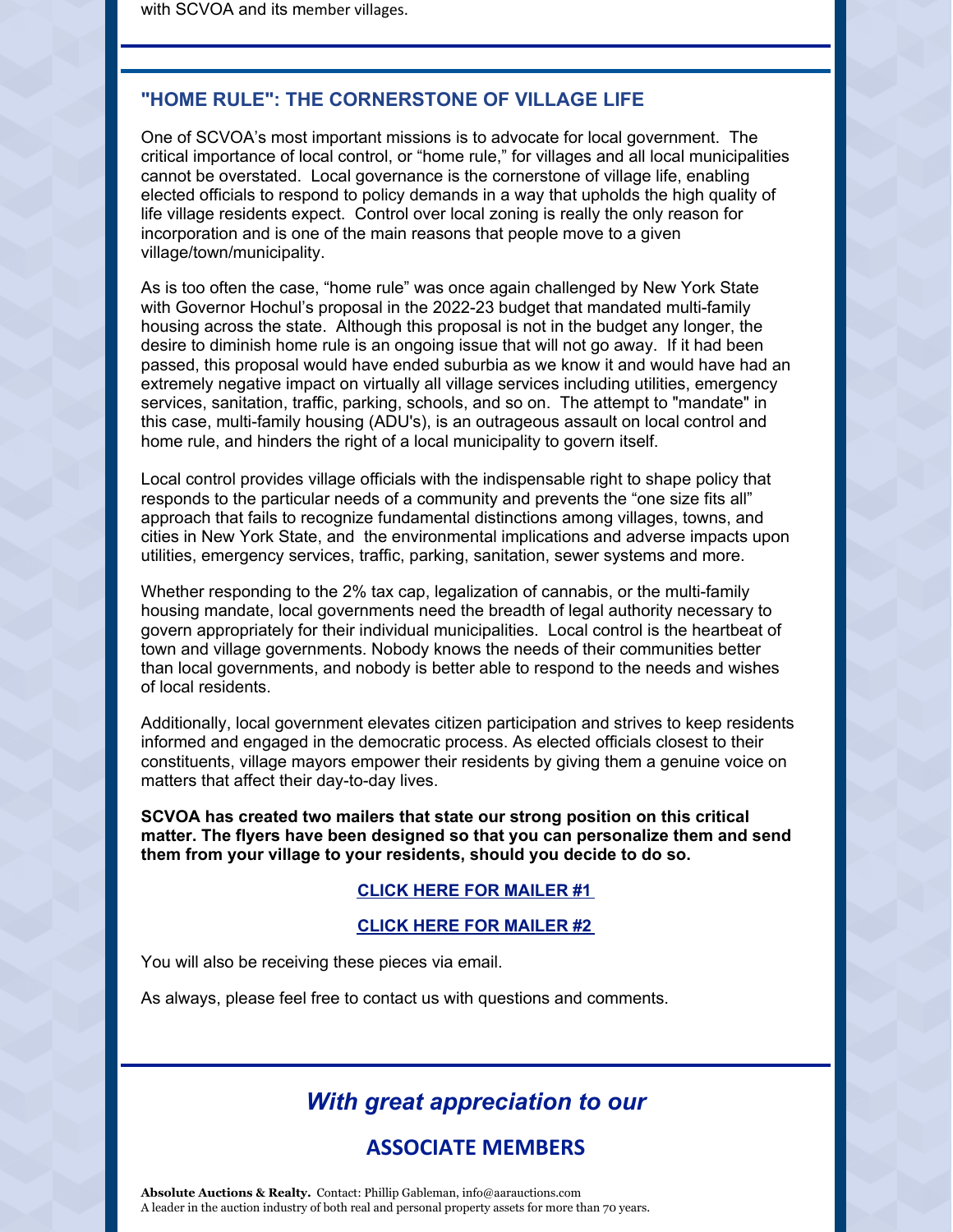with SCVOA and its member villages.

## "HOME RULE": THE CORNERSTONE OF VILLAGE LIFE

One of SCVOA's most important missions is to advocate for local government. The critical importance of local control, or "home rule," for villages and all local municipalities cannot be overstated. Local governance is the cornerstone of village life, enabling elected officials to respond to policy demands in a way that upholds the high quality of life village residents expect. Control over local zoning is really the only reason for incorporation and is one of the main reasons that people move to a given village/town/municipality.

As is too often the case, "home rule" was once again challenged by New York State with Governor Hochul's proposal in the 2022-23 budget that mandated multi-family housing across the state. Although this proposal is not in the budget any longer, the desire to diminish home rule is an ongoing issue that will not go away. If it had been passed, this proposal would have ended suburbia as we know it and would have had an extremely negative impact on virtually all village services including utilities, emergency services, sanitation, traffic, parking, schools, and so on. The attempt to "mandate" in this case, multi-family housing (ADU's), is an outrageous assault on local control and home rule, and hinders the right of a local municipality to govern itself.

Local control provides village officials with the indispensable right to shape policy that responds to the particular needs of a community and prevents the "one size fits all" approach that fails to recognize fundamental distinctions among villages, towns, and cities in New York State, and the environmental implications and adverse impacts upon utilities, emergency services, traffic, parking, sanitation, sewer systems and more.

Whether responding to the 2% tax cap, legalization of cannabis, or the multi-family housing mandate, local governments need the breadth of legal authority necessary to govern appropriately for their individual municipalities. Local control is the heartbeat of town and village governments. Nobody knows the needs of their communities better than local governments, and nobody is better able to respond to the needs and wishes of local residents.

Additionally, local government elevates citizen participation and strives to keep residents informed and engaged in the democratic process. As elected officials closest to their constituents, village mayors empower their residents by giving them a genuine voice on matters that affect their day-to-day lives.

**SCVOA has created two mailers that state our strong position on this critical matter. The flyers have been designed so that you can personalize them and send them from your village to your residents, should you decide to do so.**

**CLICK HERE FOR MAILER #1**

**CLICK HERE FOR MAILER #2**

You will also be receiving these pieces via email.

As always, please feel free to contact us with questions and comments.

## *With great appreciation to our*

## ASSOCIATE MEMBERS

**Absolute Auctions & Realty.** Contact: Phillip Gableman, info@aarauctions.com
A leader in the auction industry of both real and personal property assets for more than 70 years.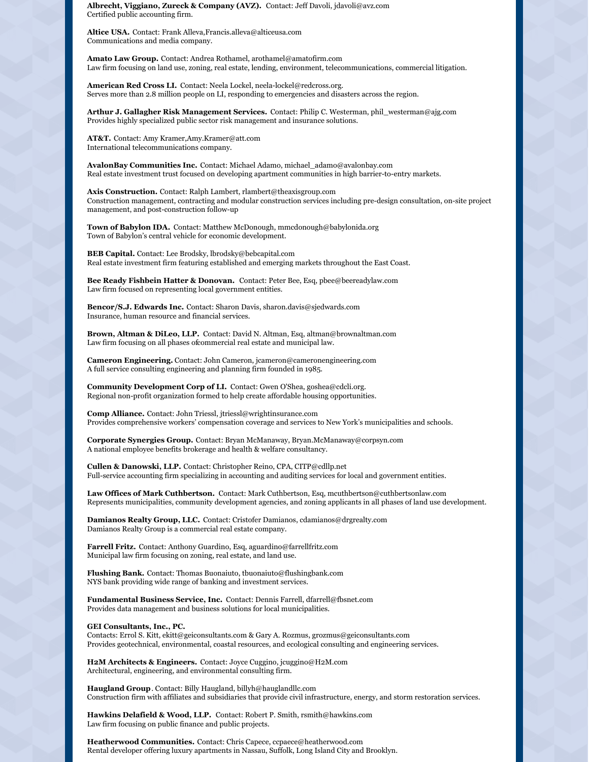**Albrecht, Viggiano, Zureck & Company (AVZ).** Contact: Jeff Davoli, jdavoli@avz.com
Certified public accounting firm.

**Altice USA.** Contact: Frank Alleva,Francis.alleva@alticeusa.com
Communications and media company.

**Amato Law Group.** Contact: Andrea Rothamel, arothamel@amatofirm.com
Law firm focusing on land use, zoning, real estate, lending, environment, telecommunications, commercial litigation.

**American Red Cross LI.** Contact: Neela Lockel, neela-lockel@redcross.org.
Serves more than 2.8 million people on LI, responding to emergencies and disasters across the region.

**Arthur J. Gallagher Risk Management Services.** Contact: Philip C. Westerman, phil_westerman@ajg.com
Provides highly specialized public sector risk management and insurance solutions.

**AT&T.** Contact: Amy Kramer,Amy.Kramer@att.com
International telecommunications company.

**AvalonBay Communities Inc.** Contact: Michael Adamo, michael_adamo@avalonbay.com
Real estate investment trust focused on developing apartment communities in high barrier-to-entry markets.

**Axis Construction.** Contact: Ralph Lambert, rlambert@theaxisgroup.com
Construction management, contracting and modular construction services including pre-design consultation, on-site project management, and post-construction follow-up

**Town of Babylon IDA.** Contact: Matthew McDonough, mmcdonough@babylonida.org
Town of Babylon's central vehicle for economic development.

**BEB Capital.** Contact: Lee Brodsky, lbrodsky@bebcapital.com
Real estate investment firm featuring established and emerging markets throughout the East Coast.

**Bee Ready Fishbein Hatter & Donovan.** Contact: Peter Bee, Esq, pbee@beereadylaw.com
Law firm focused on representing local government entities.

**Bencor/S.J. Edwards Inc.** Contact: Sharon Davis, sharon.davis@sjedwards.com
Insurance, human resource and financial services.

**Brown, Altman & DiLeo, LLP.** Contact: David N. Altman, Esq, altman@brownaltman.com
Law firm focusing on all phases ofcommercial real estate and municipal law.

**Cameron Engineering.** Contact: John Cameron, jcameron@cameronengineering.com
A full service consulting engineering and planning firm founded in 1985.

**Community Development Corp of LI.** Contact: Gwen O'Shea, goshea@cdcli.org.
Regional non-profit organization formed to help create affordable housing opportunities.

**Comp Alliance.** Contact: John Triessl, jtriessl@wrightinsurance.com
Provides comprehensive workers' compensation coverage and services to New York's municipalities and schools.

**Corporate Synergies Group.** Contact: Bryan McManaway, Bryan.McManaway@corpsyn.com
A national employee benefits brokerage and health & welfare consultancy.

**Cullen & Danowski, LLP.** Contact: Christopher Reino, CPA, CITP@cdllp.net
Full-service accounting firm specializing in accounting and auditing services for local and government entities.

**Law Offices of Mark Cuthbertson.** Contact: Mark Cuthbertson, Esq, mcuthbertson@cuthbertsonlaw.com
Represents municipalities, community development agencies, and zoning applicants in all phases of land use development.

**Damianos Realty Group, LLC.** Contact: Cristofer Damianos, cdamianos@drgrealty.com
Damianos Realty Group is a commercial real estate company.

**Farrell Fritz.** Contact: Anthony Guardino, Esq, aguardino@farrellfritz.com
Municipal law firm focusing on zoning, real estate, and land use.

**Flushing Bank.** Contact: Thomas Buonaiuto, tbuonaiuto@flushingbank.com
NYS bank providing wide range of banking and investment services.

**Fundamental Business Service, Inc.** Contact: Dennis Farrell, dfarrell@fbsnet.com
Provides data management and business solutions for local municipalities.

**GEI Consultants, Inc., PC.**
Contacts: Errol S. Kitt, ekitt@geiconsultants.com & Gary A. Rozmus, grozmus@geiconsultants.com
Provides geotechnical, environmental, coastal resources, and ecological consulting and engineering services.

**H2M Architects & Engineers.** Contact: Joyce Cuggino, jcuggino@H2M.com
Architectural, engineering, and environmental consulting firm.

**Haugland Group**. Contact: Billy Haugland, billyh@hauglandllc.com
Construction firm with affiliates and subsidiaries that provide civil infrastructure, energy, and storm restoration services.

**Hawkins Delafield & Wood, LLP.** Contact: Robert P. Smith, rsmith@hawkins.com
Law firm focusing on public finance and public projects.

**Heatherwood Communities.** Contact: Chris Capece, ccpaece@heatherwood.com
Rental developer offering luxury apartments in Nassau, Suffolk, Long Island City and Brooklyn.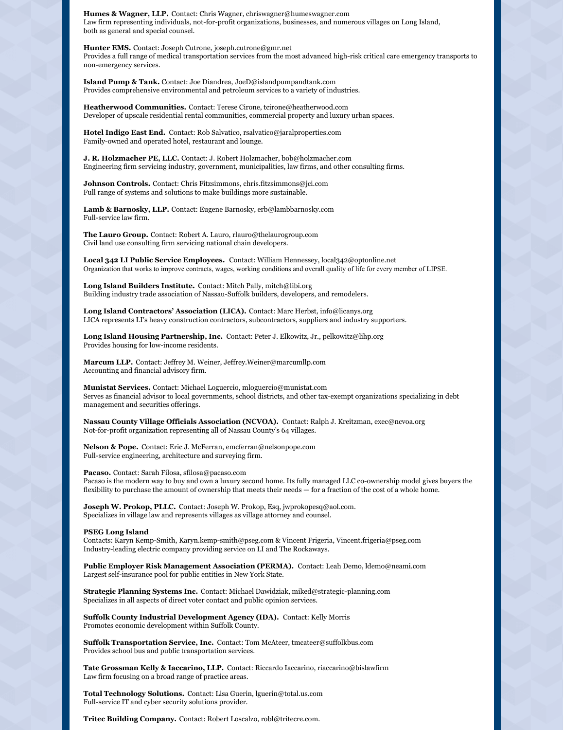**Humes & Wagner, LLP.** Contact: Chris Wagner, chriswagner@humeswagner.com
Law firm representing individuals, not-for-profit organizations, businesses, and numerous villages on Long Island, both as general and special counsel.

**Hunter EMS.** Contact: Joseph Cutrone, joseph.cutrone@gmr.net
Provides a full range of medical transportation services from the most advanced high-risk critical care emergency transports to non-emergency services.

**Island Pump & Tank.** Contact: Joe Diandrea, JoeD@islandpumpandtank.com
Provides comprehensive environmental and petroleum services to a variety of industries.

**Heatherwood Communities.** Contact: Terese Cirone, tcirone@heatherwood.com
Developer of upscale residential rental communities, commercial property and luxury urban spaces.

**Hotel Indigo East End.** Contact: Rob Salvatico, rsalvatico@jaralproperties.com
Family-owned and operated hotel, restaurant and lounge.

**J. R. Holzmacher PE, LLC.** Contact: J. Robert Holzmacher, bob@holzmacher.com
Engineering firm servicing industry, government, municipalities, law firms, and other consulting firms.

**Johnson Controls.** Contact: Chris Fitzsimmons, chris.fitzsimmons@jci.com
Full range of systems and solutions to make buildings more sustainable.

**Lamb & Barnosky, LLP.** Contact: Eugene Barnosky, erb@lambbarnosky.com
Full-service law firm.

**The Lauro Group.** Contact: Robert A. Lauro, rlauro@thelaurogroup.com
Civil land use consulting firm servicing national chain developers.

**Local 342 LI Public Service Employees.** Contact: William Hennessey, local342@optonline.net
Organization that works to improve contracts, wages, working conditions and overall quality of life for every member of LIPSE.

**Long Island Builders Institute.** Contact: Mitch Pally, mitch@libi.org
Building industry trade association of Nassau-Suffolk builders, developers, and remodelers.

**Long Island Contractors' Association (LICA).** Contact: Marc Herbst, info@licanys.org
LICA represents LI's heavy construction contractors, subcontractors, suppliers and industry supporters.

**Long Island Housing Partnership, Inc.** Contact: Peter J. Elkowitz, Jr., pelkowitz@lihp.org
Provides housing for low-income residents.

**Marcum LLP.** Contact: Jeffrey M. Weiner, Jeffrey.Weiner@marcumllp.com
Accounting and financial advisory firm.

**Munistat Services.** Contact: Michael Loguercio, mloguercio@munistat.com
Serves as financial advisor to local governments, school districts, and other tax-exempt organizations specializing in debt management and securities offerings.

**Nassau County Village Officials Association (NCVOA).** Contact: Ralph J. Kreitzman, exec@ncvoa.org
Not-for-profit organization representing all of Nassau County's 64 villages.

**Nelson & Pope.** Contact: Eric J. McFerran, emcferran@nelsonpope.com
Full-service engineering, architecture and surveying firm.

**Pacaso.** Contact: Sarah Filosa, sfilosa@pacaso.com
Pacaso is the modern way to buy and own a luxury second home. Its fully managed LLC co-ownership model gives buyers the flexibility to purchase the amount of ownership that meets their needs — for a fraction of the cost of a whole home.

**Joseph W. Prokop, PLLC.** Contact: Joseph W. Prokop, Esq, jwprokopesq@aol.com.
Specializes in village law and represents villages as village attorney and counsel.

**PSEG Long Island**
Contacts: Karyn Kemp-Smith, Karyn.kemp-smith@pseg.com & Vincent Frigeria, Vincent.frigeria@pseg.com
Industry-leading electric company providing service on LI and The Rockaways.

**Public Employer Risk Management Association (PERMA).** Contact: Leah Demo, ldemo@neami.com
Largest self-insurance pool for public entities in New York State.

**Strategic Planning Systems Inc.** Contact: Michael Dawidziak, miked@strategic-planning.com
Specializes in all aspects of direct voter contact and public opinion services.

**Suffolk County Industrial Development Agency (IDA).** Contact: Kelly Morris
Promotes economic development within Suffolk County.

**Suffolk Transportation Service, Inc.** Contact: Tom McAteer, tmcateer@suffolkbus.com
Provides school bus and public transportation services.

**Tate Grossman Kelly & Iaccarino, LLP.** Contact: Riccardo Iaccarino, riaccarino@bislawfirm
Law firm focusing on a broad range of practice areas.

**Total Technology Solutions.** Contact: Lisa Guerin, lguerin@total.us.com
Full-service IT and cyber security solutions provider.

**Tritec Building Company.** Contact: Robert Loscalzo, robl@tritecre.com.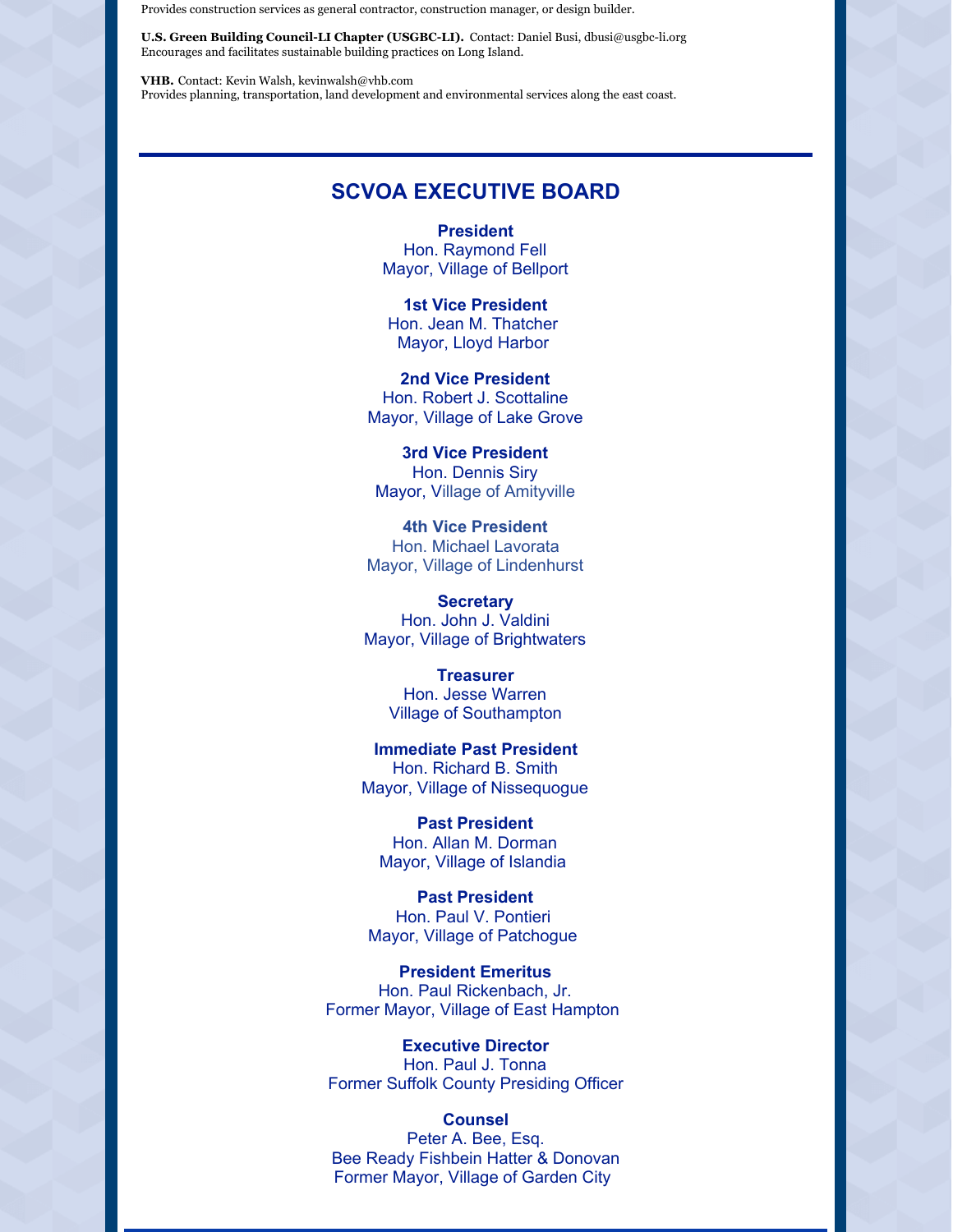Provides construction services as general contractor, construction manager, or design builder.

**U.S. Green Building Council-LI Chapter (USGBC-LI).** Contact: Daniel Busi, dbusi@usgbc-li.org
Encourages and facilitates sustainable building practices on Long Island.

**VHB.** Contact: Kevin Walsh, kevinwalsh@vhb.com
Provides planning, transportation, land development and environmental services along the east coast.

---

## SCVOA EXECUTIVE BOARD

**President**
Hon. Raymond Fell
Mayor, Village of Bellport

**1st Vice President**
Hon. Jean M. Thatcher
Mayor, Lloyd Harbor

**2nd Vice President**
Hon. Robert J. Scottaline
Mayor, Village of Lake Grove

**3rd Vice President**
Hon. Dennis Siry
Mayor, Village of Amityville

**4th Vice President**
Hon. Michael Lavorata
Mayor, Village of Lindenhurst

**Secretary**
Hon. John J. Valdini
Mayor, Village of Brightwaters

**Treasurer**
Hon. Jesse Warren
Village of Southampton

**Immediate Past President**
Hon. Richard B. Smith
Mayor, Village of Nissequogue

**Past President**
Hon. Allan M. Dorman
Mayor, Village of Islandia

**Past President**
Hon. Paul V. Pontieri
Mayor, Village of Patchogue

**President Emeritus**
Hon. Paul Rickenbach, Jr.
Former Mayor, Village of East Hampton

**Executive Director**
Hon. Paul J. Tonna
Former Suffolk County Presiding Officer

**Counsel**
Peter A. Bee, Esq.
Bee Ready Fishbein Hatter & Donovan
Former Mayor, Village of Garden City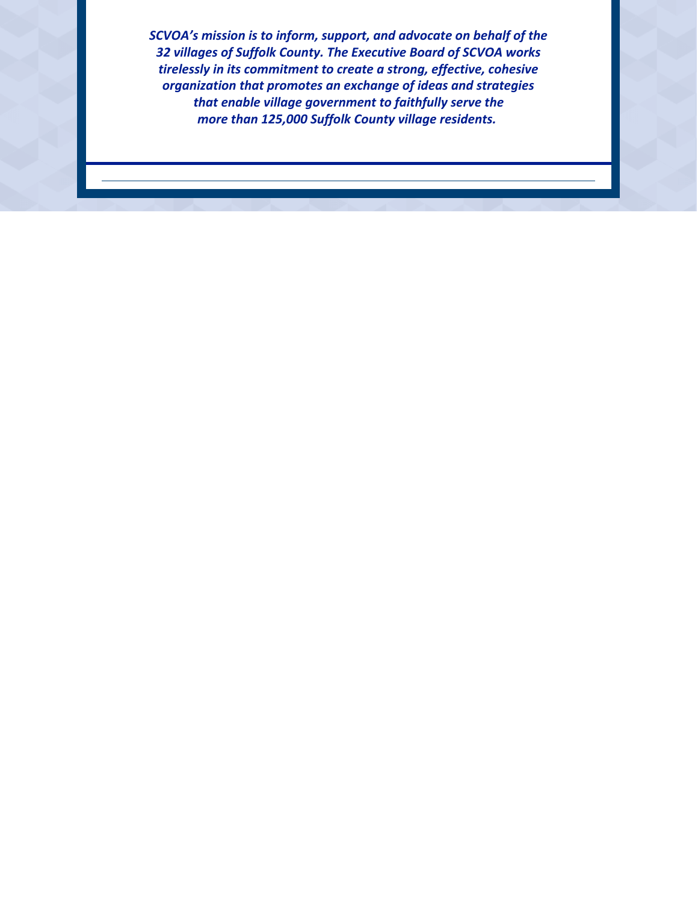*SCVOA's mission is to inform, support, and advocate on behalf of the 32 villages of Suffolk County. The Executive Board of SCVOA works tirelessly in its commitment to create a strong, effective, cohesive organization that promotes an exchange of ideas and strategies that enable village government to faithfully serve the more than 125,000 Suffolk County village residents.*